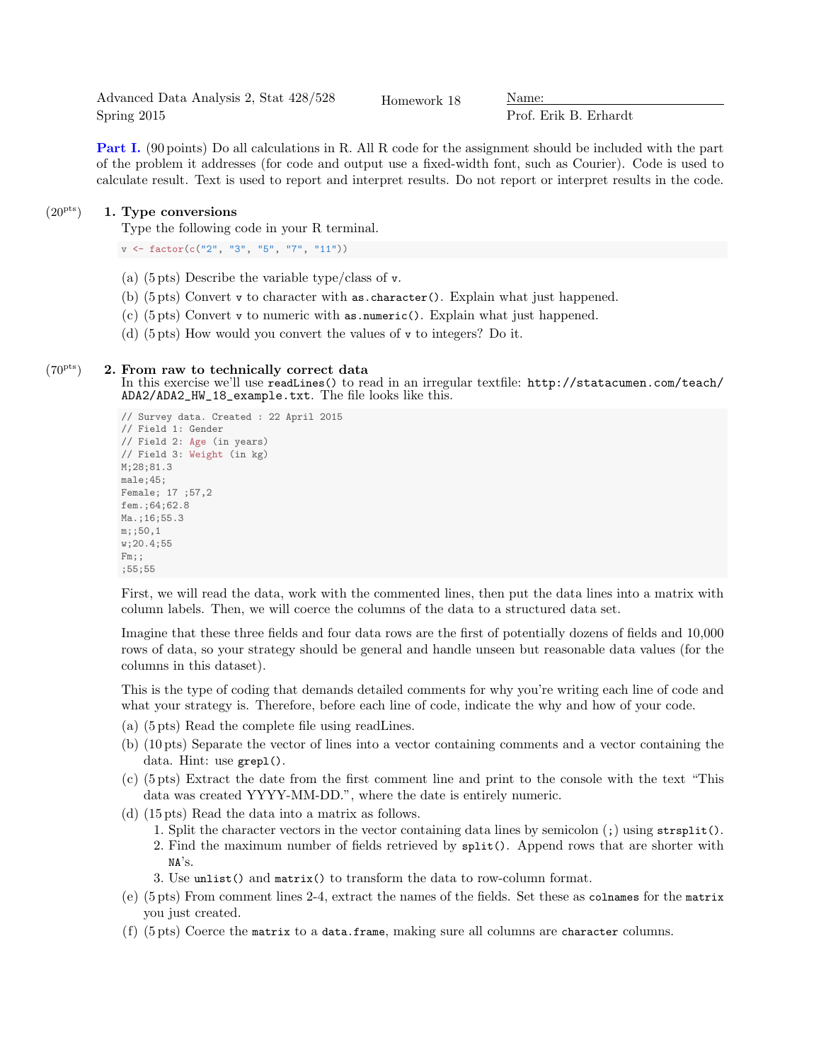Advanced Data Analysis 2, Stat 428/528
Spring 2015

Homework 18

Name:
Prof. Erik B. Erhardt

**Part I.** (90 points) Do all calculations in R. All R code for the assignment should be included with the part of the problem it addresses (for code and output use a fixed-width font, such as Courier). Code is used to calculate result. Text is used to report and interpret results. Do not report or interpret results in the code.

(20pts) **1. Type conversions**

Type the following code in your R terminal.

```
v <- factor(c("2", "3", "5", "7", "11"))
```

(a) (5 pts) Describe the variable type/class of `v`.

(b) (5 pts) Convert `v` to character with `as.character()`. Explain what just happened.

(c) (5 pts) Convert `v` to numeric with `as.numeric()`. Explain what just happened.

(d) (5 pts) How would you convert the values of `v` to integers? Do it.

(70pts) **2. From raw to technically correct data**

In this exercise we'll use `readLines()` to read in an irregular textfile: `http://statacumen.com/teach/ADA2/ADA2_HW_18_example.txt`. The file looks like this.

```
// Survey data. Created : 22 April 2015
// Field 1: Gender
// Field 2: Age (in years)
// Field 3: Weight (in kg)
M;28;81.3
male;45;
Female; 17 ;57,2
fem.;64;62.8
Ma.;16;55.3
m;;50,1
w;20.4;55
Fm;;
;55;55
```

First, we will read the data, work with the commented lines, then put the data lines into a matrix with column labels. Then, we will coerce the columns of the data to a structured data set.

Imagine that these three fields and four data rows are the first of potentially dozens of fields and 10,000 rows of data, so your strategy should be general and handle unseen but reasonable data values (for the columns in this dataset).

This is the type of coding that demands detailed comments for why you're writing each line of code and what your strategy is. Therefore, before each line of code, indicate the why and how of your code.

(a) (5 pts) Read the complete file using readLines.

(b) (10 pts) Separate the vector of lines into a vector containing comments and a vector containing the data. Hint: use `grepl()`.

(c) (5 pts) Extract the date from the first comment line and print to the console with the text "This data was created YYYY-MM-DD.", where the date is entirely numeric.

(d) (15 pts) Read the data into a matrix as follows.

1. Split the character vectors in the vector containing data lines by semicolon (;) using `strsplit()`.
2. Find the maximum number of fields retrieved by `split()`. Append rows that are shorter with `NA`'s.
3. Use `unlist()` and `matrix()` to transform the data to row-column format.

(e) (5 pts) From comment lines 2-4, extract the names of the fields. Set these as `colnames` for the `matrix` you just created.

(f) (5 pts) Coerce the `matrix` to a `data.frame`, making sure all columns are `character` columns.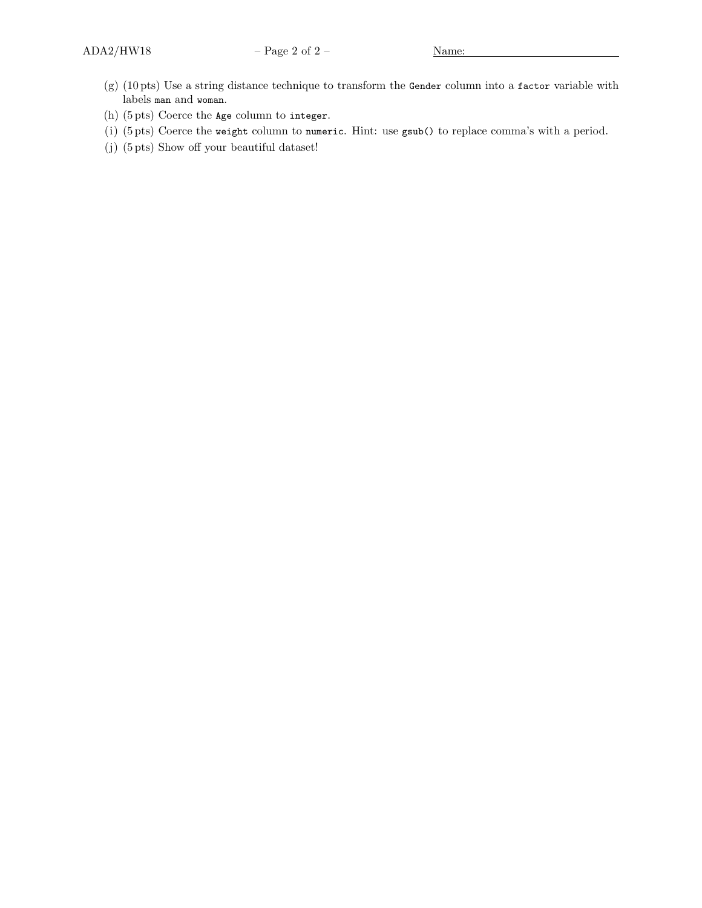(g) (10 pts) Use a string distance technique to transform the `Gender` column into a `factor` variable with labels `man` and `woman`.

(h) (5 pts) Coerce the `Age` column to `integer`.

(i) (5 pts) Coerce the `weight` column to `numeric`. Hint: use `gsub()` to replace comma's with a period.

(j) (5 pts) Show off your beautiful dataset!